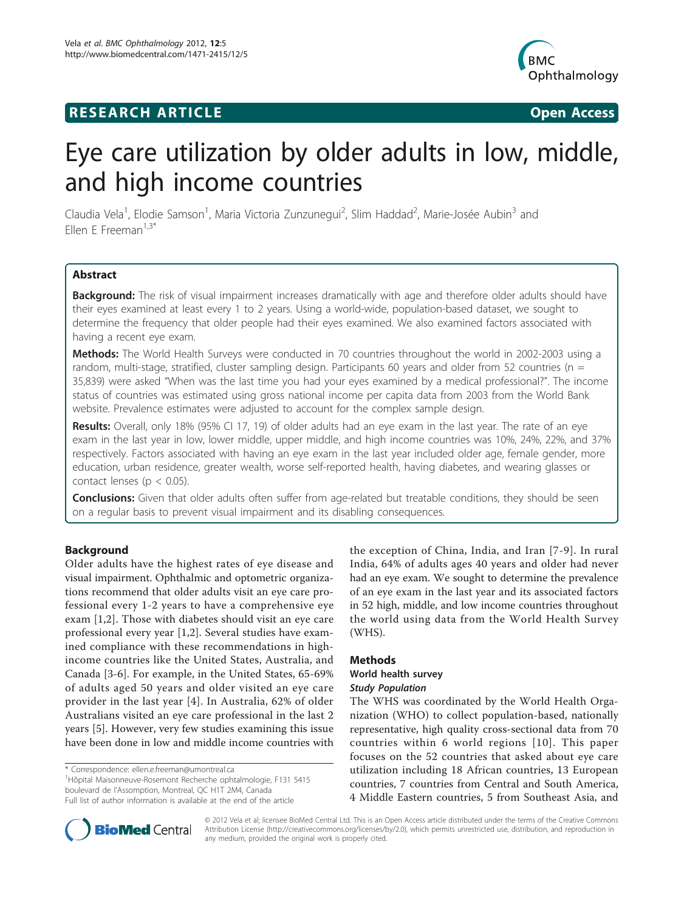**RESEARCH ARTICLE** **Open Access**

# Eye care utilization by older adults in low, middle, and high income countries

Claudia Vela[1], Elodie Samson[1], Maria Victoria Zunzunegui[2], Slim Haddad[2], Marie-Josée Aubin[3] and Ellen E Freeman[1,3*]

## Abstract

**Background:** The risk of visual impairment increases dramatically with age and therefore older adults should have their eyes examined at least every 1 to 2 years. Using a world-wide, population-based dataset, we sought to determine the frequency that older people had their eyes examined. We also examined factors associated with having a recent eye exam.

**Methods:** The World Health Surveys were conducted in 70 countries throughout the world in 2002-2003 using a random, multi-stage, stratified, cluster sampling design. Participants 60 years and older from 52 countries (n = 35,839) were asked "When was the last time you had your eyes examined by a medical professional?". The income status of countries was estimated using gross national income per capita data from 2003 from the World Bank website. Prevalence estimates were adjusted to account for the complex sample design.

**Results:** Overall, only 18% (95% CI 17, 19) of older adults had an eye exam in the last year. The rate of an eye exam in the last year in low, lower middle, upper middle, and high income countries was 10%, 24%, 22%, and 37% respectively. Factors associated with having an eye exam in the last year included older age, female gender, more education, urban residence, greater wealth, worse self-reported health, having diabetes, and wearing glasses or contact lenses ($p < 0.05$).

**Conclusions:** Given that older adults often suffer from age-related but treatable conditions, they should be seen on a regular basis to prevent visual impairment and its disabling consequences.

## Background

Older adults have the highest rates of eye disease and visual impairment. Ophthalmic and optometric organizations recommend that older adults visit an eye care professional every 1-2 years to have a comprehensive eye exam [1,2]. Those with diabetes should visit an eye care professional every year [1,2]. Several studies have examined compliance with these recommendations in high-income countries like the United States, Australia, and Canada [3-6]. For example, in the United States, 65-69% of adults aged 50 years and older visited an eye care provider in the last year [4]. In Australia, 62% of older Australians visited an eye care professional in the last 2 years [5]. However, very few studies examining this issue have been done in low and middle income countries with the exception of China, India, and Iran [7-9]. In rural India, 64% of adults ages 40 years and older had never had an eye exam. We sought to determine the prevalence of an eye exam in the last year and its associated factors in 52 high, middle, and low income countries throughout the world using data from the World Health Survey (WHS).

## Methods

### World health survey

#### *Study Population*

The WHS was coordinated by the World Health Organization (WHO) to collect population-based, nationally representative, high quality cross-sectional data from 70 countries within 6 world regions [10]. This paper focuses on the 52 countries that asked about eye care utilization including 18 African countries, 13 European countries, 7 countries from Central and South America, 4 Middle Eastern countries, 5 from Southeast Asia, and

\* Correspondence: ellen.e.freeman@umontreal.ca
[1]Hôpital Maisonneuve-Rosemont Recherche ophtalmologie, F131 5415 boulevard de l'Assomption, Montreal, QC H1T 2M4, Canada
Full list of author information is available at the end of the article

© 2012 Vela et al; licensee BioMed Central Ltd. This is an Open Access article distributed under the terms of the Creative Commons Attribution License (http://creativecommons.org/licenses/by/2.0), which permits unrestricted use, distribution, and reproduction in any medium, provided the original work is properly cited.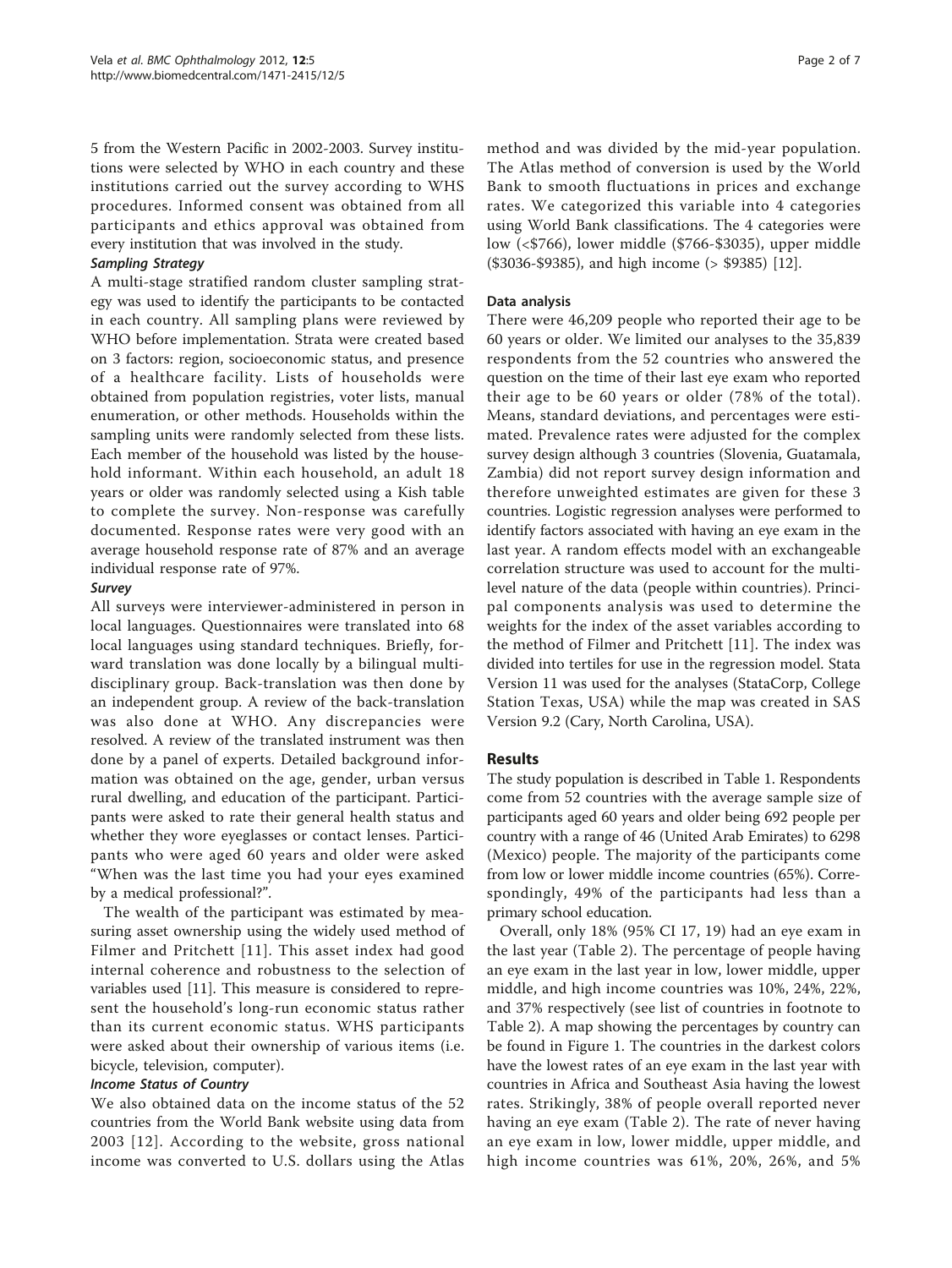5 from the Western Pacific in 2002-2003. Survey institutions were selected by WHO in each country and these institutions carried out the survey according to WHS procedures. Informed consent was obtained from all participants and ethics approval was obtained from every institution that was involved in the study.

#### *Sampling Strategy*

A multi-stage stratified random cluster sampling strategy was used to identify the participants to be contacted in each country. All sampling plans were reviewed by WHO before implementation. Strata were created based on 3 factors: region, socioeconomic status, and presence of a healthcare facility. Lists of households were obtained from population registries, voter lists, manual enumeration, or other methods. Households within the sampling units were randomly selected from these lists. Each member of the household was listed by the household informant. Within each household, an adult 18 years or older was randomly selected using a Kish table to complete the survey. Non-response was carefully documented. Response rates were very good with an average household response rate of 87% and an average individual response rate of 97%.

#### *Survey*

All surveys were interviewer-administered in person in local languages. Questionnaires were translated into 68 local languages using standard techniques. Briefly, forward translation was done locally by a bilingual multidisciplinary group. Back-translation was then done by an independent group. A review of the back-translation was also done at WHO. Any discrepancies were resolved. A review of the translated instrument was then done by a panel of experts. Detailed background information was obtained on the age, gender, urban versus rural dwelling, and education of the participant. Participants were asked to rate their general health status and whether they wore eyeglasses or contact lenses. Participants who were aged 60 years and older were asked "When was the last time you had your eyes examined by a medical professional?".

The wealth of the participant was estimated by measuring asset ownership using the widely used method of Filmer and Pritchett [11]. This asset index had good internal coherence and robustness to the selection of variables used [11]. This measure is considered to represent the household's long-run economic status rather than its current economic status. WHS participants were asked about their ownership of various items (i.e. bicycle, television, computer).

#### *Income Status of Country*

We also obtained data on the income status of the 52 countries from the World Bank website using data from 2003 [12]. According to the website, gross national income was converted to U.S. dollars using the Atlas method and was divided by the mid-year population. The Atlas method of conversion is used by the World Bank to smooth fluctuations in prices and exchange rates. We categorized this variable into 4 categories using World Bank classifications. The 4 categories were low (<$766), lower middle ($766-$3035), upper middle ($3036-$9385), and high income (> $9385) [12].

### Data analysis

There were 46,209 people who reported their age to be 60 years or older. We limited our analyses to the 35,839 respondents from the 52 countries who answered the question on the time of their last eye exam who reported their age to be 60 years or older (78% of the total). Means, standard deviations, and percentages were estimated. Prevalence rates were adjusted for the complex survey design although 3 countries (Slovenia, Guatamala, Zambia) did not report survey design information and therefore unweighted estimates are given for these 3 countries. Logistic regression analyses were performed to identify factors associated with having an eye exam in the last year. A random effects model with an exchangeable correlation structure was used to account for the multilevel nature of the data (people within countries). Principal components analysis was used to determine the weights for the index of the asset variables according to the method of Filmer and Pritchett [11]. The index was divided into tertiles for use in the regression model. Stata Version 11 was used for the analyses (StataCorp, College Station Texas, USA) while the map was created in SAS Version 9.2 (Cary, North Carolina, USA).

## Results

The study population is described in Table 1. Respondents come from 52 countries with the average sample size of participants aged 60 years and older being 692 people per country with a range of 46 (United Arab Emirates) to 6298 (Mexico) people. The majority of the participants come from low or lower middle income countries (65%). Correspondingly, 49% of the participants had less than a primary school education.

Overall, only 18% (95% CI 17, 19) had an eye exam in the last year (Table 2). The percentage of people having an eye exam in the last year in low, lower middle, upper middle, and high income countries was 10%, 24%, 22%, and 37% respectively (see list of countries in footnote to Table 2). A map showing the percentages by country can be found in Figure 1. The countries in the darkest colors have the lowest rates of an eye exam in the last year with countries in Africa and Southeast Asia having the lowest rates. Strikingly, 38% of people overall reported never having an eye exam (Table 2). The rate of never having an eye exam in low, lower middle, upper middle, and high income countries was 61%, 20%, 26%, and 5%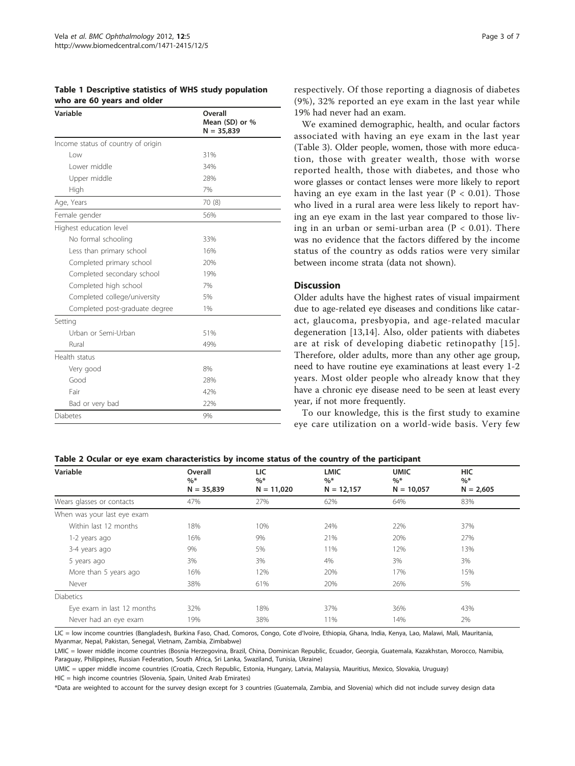**Table 1 Descriptive statistics of WHS study population who are 60 years and older**

| Variable | Overall Mean (SD) or % N = 35,839 |
| --- | --- |
| Income status of country of origin | |
| Low | 31% |
| Lower middle | 34% |
| Upper middle | 28% |
| High | 7% |
| Age, Years | 70 (8) |
| Female gender | 56% |
| Highest education level | |
| No formal schooling | 33% |
| Less than primary school | 16% |
| Completed primary school | 20% |
| Completed secondary school | 19% |
| Completed high school | 7% |
| Completed college/university | 5% |
| Completed post-graduate degree | 1% |
| Setting | |
| Urban or Semi-Urban | 51% |
| Rural | 49% |
| Health status | |
| Very good | 8% |
| Good | 28% |
| Fair | 42% |
| Bad or very bad | 22% |
| Diabetes | 9% |

respectively. Of those reporting a diagnosis of diabetes (9%), 32% reported an eye exam in the last year while 19% had never had an exam.

We examined demographic, health, and ocular factors associated with having an eye exam in the last year (Table 3). Older people, women, those with more education, those with greater wealth, those with worse reported health, those with diabetes, and those who wore glasses or contact lenses were more likely to report having an eye exam in the last year ($P < 0.01$). Those who lived in a rural area were less likely to report having an eye exam in the last year compared to those living in an urban or semi-urban area ($P < 0.01$). There was no evidence that the factors differed by the income status of the country as odds ratios were very similar between income strata (data not shown).

## Discussion

Older adults have the highest rates of visual impairment due to age-related eye diseases and conditions like cataract, glaucoma, presbyopia, and age-related macular degeneration [13,14]. Also, older patients with diabetes are at risk of developing diabetic retinopathy [15]. Therefore, older adults, more than any other age group, need to have routine eye examinations at least every 1-2 years. Most older people who already know that they have a chronic eye disease need to be seen at least every year, if not more frequently.

To our knowledge, this is the first study to examine eye care utilization on a world-wide basis. Very few

**Table 2 Ocular or eye exam characteristics by income status of the country of the participant**

| Variable | Overall %* N = 35,839 | LIC %* N = 11,020 | LMIC %* N = 12,157 | UMIC %* N = 10,057 | HIC %* N = 2,605 |
| --- | --- | --- | --- | --- | --- |
| Wears glasses or contacts | 47% | 27% | 62% | 64% | 83% |
| When was your last eye exam | | | | | |
| Within last 12 months | 18% | 10% | 24% | 22% | 37% |
| 1-2 years ago | 16% | 9% | 21% | 20% | 27% |
| 3-4 years ago | 9% | 5% | 11% | 12% | 13% |
| 5 years ago | 3% | 3% | 4% | 3% | 3% |
| More than 5 years ago | 16% | 12% | 20% | 17% | 15% |
| Never | 38% | 61% | 20% | 26% | 5% |
| Diabetics | | | | | |
| Eye exam in last 12 months | 32% | 18% | 37% | 36% | 43% |
| Never had an eye exam | 19% | 38% | 11% | 14% | 2% |

LIC = low income countries (Bangladesh, Burkina Faso, Chad, Comoros, Congo, Cote d'Ivoire, Ethiopia, Ghana, India, Kenya, Lao, Malawi, Mali, Mauritania, Myanmar, Nepal, Pakistan, Senegal, Vietnam, Zambia, Zimbabwe)

LMIC = lower middle income countries (Bosnia Herzegovina, Brazil, China, Dominican Republic, Ecuador, Georgia, Guatemala, Kazakhstan, Morocco, Namibia, Paraguay, Philippines, Russian Federation, South Africa, Sri Lanka, Swaziland, Tunisia, Ukraine)

UMIC = upper middle income countries (Croatia, Czech Republic, Estonia, Hungary, Latvia, Malaysia, Mauritius, Mexico, Slovakia, Uruguay)

HIC = high income countries (Slovenia, Spain, United Arab Emirates)

*Data are weighted to account for the survey design except for 3 countries (Guatemala, Zambia, and Slovenia) which did not include survey design data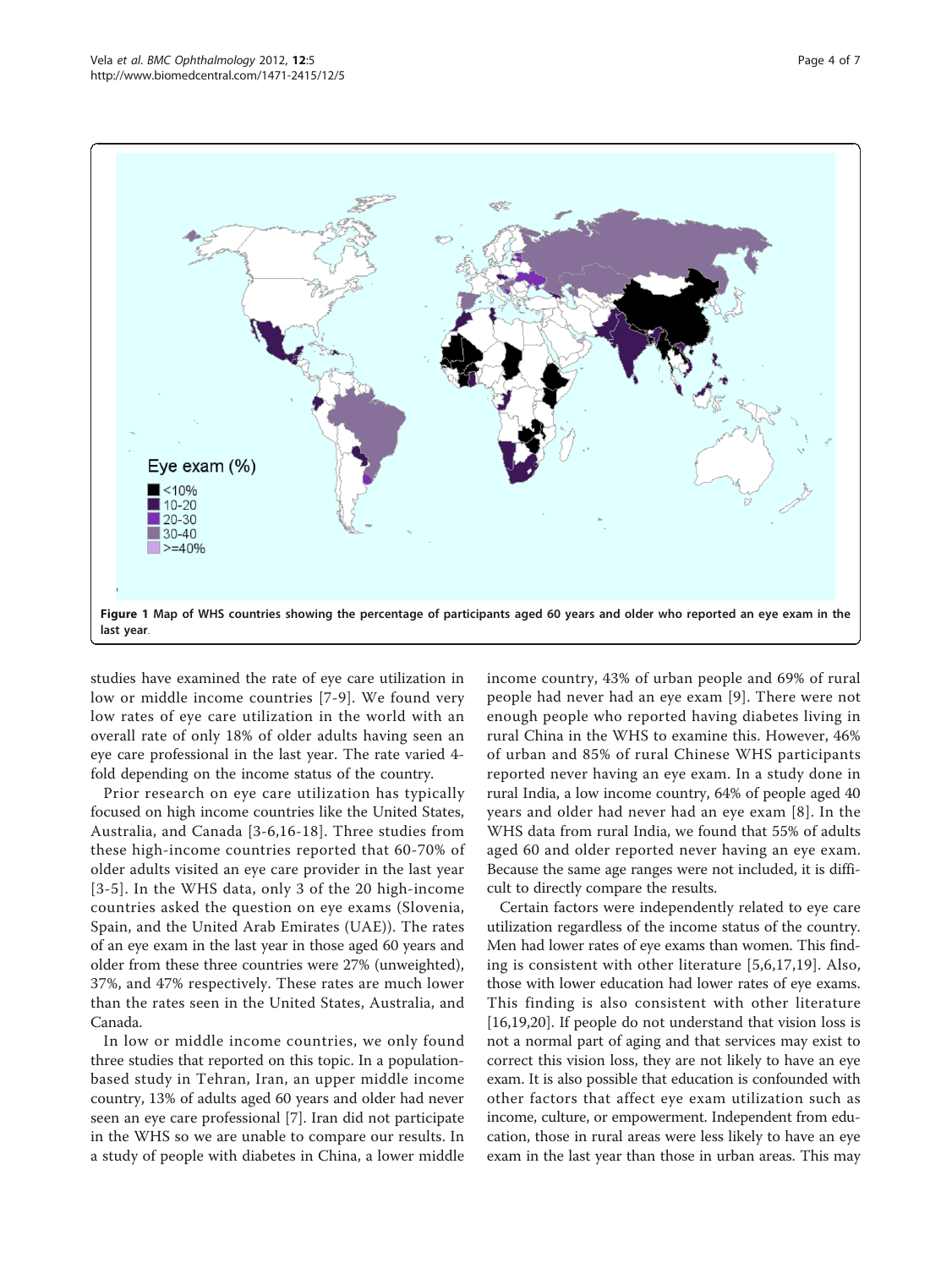Eye exam (%)
- <10%
- 10-20
- 20-30
- 30-40
- >=40%

**Figure 1** Map of WHS countries showing the percentage of participants aged 60 years and older who reported an eye exam in the last year.

studies have examined the rate of eye care utilization in low or middle income countries [7-9]. We found very low rates of eye care utilization in the world with an overall rate of only 18% of older adults having seen an eye care professional in the last year. The rate varied 4-fold depending on the income status of the country.

Prior research on eye care utilization has typically focused on high income countries like the United States, Australia, and Canada [3-6,16-18]. Three studies from these high-income countries reported that 60-70% of older adults visited an eye care provider in the last year [3-5]. In the WHS data, only 3 of the 20 high-income countries asked the question on eye exams (Slovenia, Spain, and the United Arab Emirates (UAE)). The rates of an eye exam in the last year in those aged 60 years and older from these three countries were 27% (unweighted), 37%, and 47% respectively. These rates are much lower than the rates seen in the United States, Australia, and Canada.

In low or middle income countries, we only found three studies that reported on this topic. In a population-based study in Tehran, Iran, an upper middle income country, 13% of adults aged 60 years and older had never seen an eye care professional [7]. Iran did not participate in the WHS so we are unable to compare our results. In a study of people with diabetes in China, a lower middle income country, 43% of urban people and 69% of rural people had never had an eye exam [9]. There were not enough people who reported having diabetes living in rural China in the WHS to examine this. However, 46% of urban and 85% of rural Chinese WHS participants reported never having an eye exam. In a study done in rural India, a low income country, 64% of people aged 40 years and older had never had an eye exam [8]. In the WHS data from rural India, we found that 55% of adults aged 60 and older reported never having an eye exam. Because the same age ranges were not included, it is difficult to directly compare the results.

Certain factors were independently related to eye care utilization regardless of the income status of the country. Men had lower rates of eye exams than women. This finding is consistent with other literature [5,6,17,19]. Also, those with lower education had lower rates of eye exams. This finding is also consistent with other literature [16,19,20]. If people do not understand that vision loss is not a normal part of aging and that services may exist to correct this vision loss, they are not likely to have an eye exam. It is also possible that education is confounded with other factors that affect eye exam utilization such as income, culture, or empowerment. Independent from education, those in rural areas were less likely to have an eye exam in the last year than those in urban areas. This may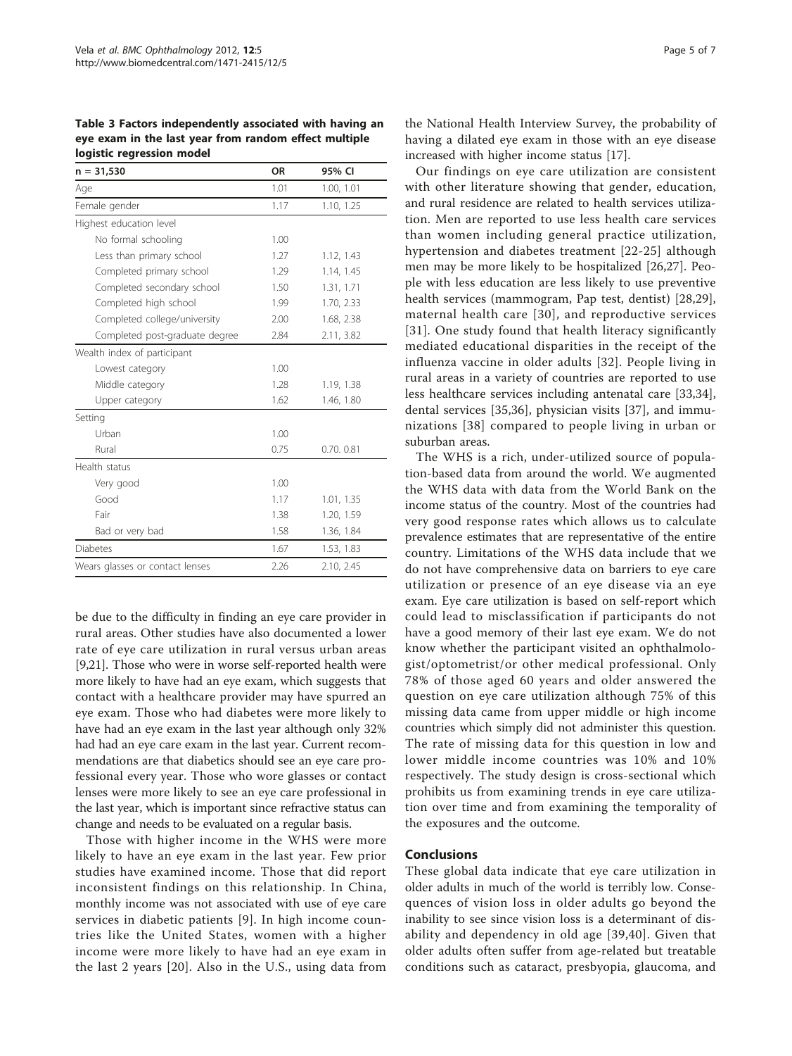**Table 3 Factors independently associated with having an eye exam in the last year from random effect multiple logistic regression model**

| n = 31,530 | OR | 95% CI |
|---|---|---|
| Age | 1.01 | 1.00, 1.01 |
| Female gender | 1.17 | 1.10, 1.25 |
| Highest education level | | |
| No formal schooling | 1.00 | |
| Less than primary school | 1.27 | 1.12, 1.43 |
| Completed primary school | 1.29 | 1.14, 1.45 |
| Completed secondary school | 1.50 | 1.31, 1.71 |
| Completed high school | 1.99 | 1.70, 2.33 |
| Completed college/university | 2.00 | 1.68, 2.38 |
| Completed post-graduate degree | 2.84 | 2.11, 3.82 |
| Wealth index of participant | | |
| Lowest category | 1.00 | |
| Middle category | 1.28 | 1.19, 1.38 |
| Upper category | 1.62 | 1.46, 1.80 |
| Setting | | |
| Urban | 1.00 | |
| Rural | 0.75 | 0.70. 0.81 |
| Health status | | |
| Very good | 1.00 | |
| Good | 1.17 | 1.01, 1.35 |
| Fair | 1.38 | 1.20, 1.59 |
| Bad or very bad | 1.58 | 1.36, 1.84 |
| Diabetes | 1.67 | 1.53, 1.83 |
| Wears glasses or contact lenses | 2.26 | 2.10, 2.45 |

be due to the difficulty in finding an eye care provider in rural areas. Other studies have also documented a lower rate of eye care utilization in rural versus urban areas [9,21]. Those who were in worse self-reported health were more likely to have had an eye exam, which suggests that contact with a healthcare provider may have spurred an eye exam. Those who had diabetes were more likely to have had an eye exam in the last year although only 32% had had an eye care exam in the last year. Current recommendations are that diabetics should see an eye care professional every year. Those who wore glasses or contact lenses were more likely to see an eye care professional in the last year, which is important since refractive status can change and needs to be evaluated on a regular basis.

Those with higher income in the WHS were more likely to have an eye exam in the last year. Few prior studies have examined income. Those that did report inconsistent findings on this relationship. In China, monthly income was not associated with use of eye care services in diabetic patients [9]. In high income countries like the United States, women with a higher income were more likely to have had an eye exam in the last 2 years [20]. Also in the U.S., using data from the National Health Interview Survey, the probability of having a dilated eye exam in those with an eye disease increased with higher income status [17].

Our findings on eye care utilization are consistent with other literature showing that gender, education, and rural residence are related to health services utilization. Men are reported to use less health care services than women including general practice utilization, hypertension and diabetes treatment [22-25] although men may be more likely to be hospitalized [26,27]. People with less education are less likely to use preventive health services (mammogram, Pap test, dentist) [28,29], maternal health care [30], and reproductive services [31]. One study found that health literacy significantly mediated educational disparities in the receipt of the influenza vaccine in older adults [32]. People living in rural areas in a variety of countries are reported to use less healthcare services including antenatal care [33,34], dental services [35,36], physician visits [37], and immunizations [38] compared to people living in urban or suburban areas.

The WHS is a rich, under-utilized source of population-based data from around the world. We augmented the WHS data with data from the World Bank on the income status of the country. Most of the countries had very good response rates which allows us to calculate prevalence estimates that are representative of the entire country. Limitations of the WHS data include that we do not have comprehensive data on barriers to eye care utilization or presence of an eye disease via an eye exam. Eye care utilization is based on self-report which could lead to misclassification if participants do not have a good memory of their last eye exam. We do not know whether the participant visited an ophthalmologist/optometrist/or other medical professional. Only 78% of those aged 60 years and older answered the question on eye care utilization although 75% of this missing data came from upper middle or high income countries which simply did not administer this question. The rate of missing data for this question in low and lower middle income countries was 10% and 10% respectively. The study design is cross-sectional which prohibits us from examining trends in eye care utilization over time and from examining the temporality of the exposures and the outcome.

## Conclusions

These global data indicate that eye care utilization in older adults in much of the world is terribly low. Consequences of vision loss in older adults go beyond the inability to see since vision loss is a determinant of disability and dependency in old age [39,40]. Given that older adults often suffer from age-related but treatable conditions such as cataract, presbyopia, glaucoma, and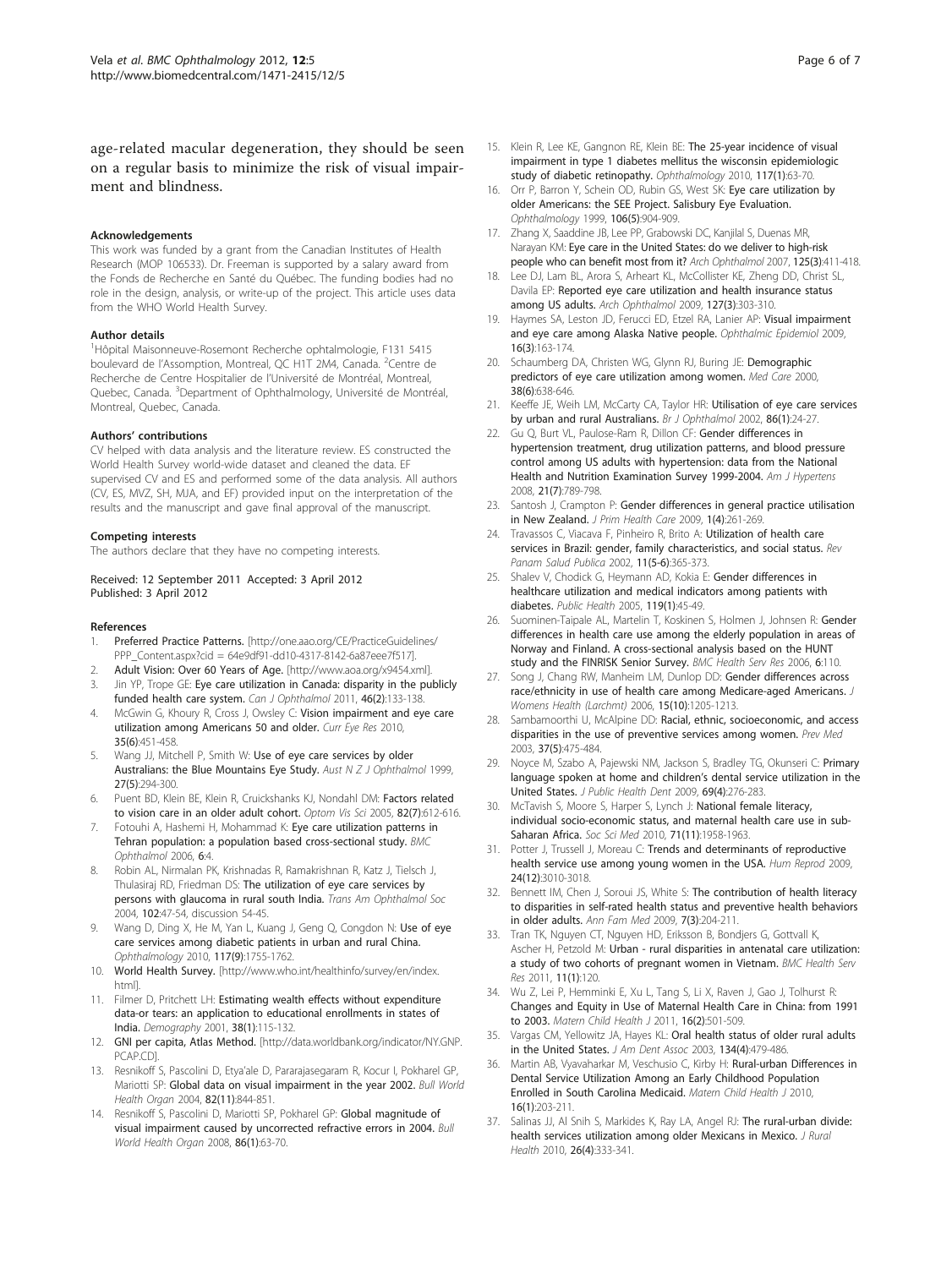age-related macular degeneration, they should be seen on a regular basis to minimize the risk of visual impairment and blindness.

#### Acknowledgements

This work was funded by a grant from the Canadian Institutes of Health Research (MOP 106533). Dr. Freeman is supported by a salary award from the Fonds de Recherche en Santé du Québec. The funding bodies had no role in the design, analysis, or write-up of the project. This article uses data from the WHO World Health Survey.

#### Author details

[1]Hôpital Maisonneuve-Rosemont Recherche ophtalmologie, F131 5415 boulevard de l'Assomption, Montreal, QC H1T 2M4, Canada. [2]Centre de Recherche de Centre Hospitalier de l'Université de Montréal, Montreal, Quebec, Canada. [3]Department of Ophthalmology, Université de Montréal, Montreal, Quebec, Canada.

#### Authors' contributions

CV helped with data analysis and the literature review. ES constructed the World Health Survey world-wide dataset and cleaned the data. EF supervised CV and ES and performed some of the data analysis. All authors (CV, ES, MVZ, SH, MJA, and EF) provided input on the interpretation of the results and the manuscript and gave final approval of the manuscript.

#### Competing interests

The authors declare that they have no competing interests.

Received: 12 September 2011 Accepted: 3 April 2012
Published: 3 April 2012

#### References

1. Preferred Practice Patterns. [http://one.aao.org/CE/PracticeGuidelines/PPP_Content.aspx?cid = 64e9df91-dd10-4317-8142-6a87eee7f517].
2. Adult Vision: Over 60 Years of Age. [http://www.aoa.org/x9454.xml].
3. Jin YP, Trope GE: Eye care utilization in Canada: disparity in the publicly funded health care system. *Can J Ophthalmol* 2011, 46(2):133-138.
4. McGwin G, Khoury R, Cross J, Owsley C: Vision impairment and eye care utilization among Americans 50 and older. *Curr Eye Res* 2010, 35(6):451-458.
5. Wang JJ, Mitchell P, Smith W: Use of eye care services by older Australians: the Blue Mountains Eye Study. *Aust N Z J Ophthalmol* 1999, 27(5):294-300.
6. Puent BD, Klein BE, Klein R, Cruickshanks KJ, Nondahl DM: Factors related to vision care in an older adult cohort. *Optom Vis Sci* 2005, 82(7):612-616.
7. Fotouhi A, Hashemi H, Mohammad K: Eye care utilization patterns in Tehran population: a population based cross-sectional study. *BMC Ophthalmol* 2006, 6:4.
8. Robin AL, Nirmalan PK, Krishnadas R, Ramakrishnan R, Katz J, Tielsch J, Thulasiraj RD, Friedman DS: The utilization of eye care services by persons with glaucoma in rural south India. *Trans Am Ophthalmol Soc* 2004, 102:47-54, discussion 54-45.
9. Wang D, Ding X, He M, Yan L, Kuang J, Geng Q, Congdon N: Use of eye care services among diabetic patients in urban and rural China. *Ophthalmology* 2010, 117(9):1755-1762.
10. World Health Survey. [http://www.who.int/healthinfo/survey/en/index.html].
11. Filmer D, Pritchett LH: Estimating wealth effects without expenditure data-or tears: an application to educational enrollments in states of India. *Demography* 2001, 38(1):115-132.
12. GNI per capita, Atlas Method. [http://data.worldbank.org/indicator/NY.GNP.PCAP.CD].
13. Resnikoff S, Pascolini D, Etya'ale D, Pararajasegaram R, Kocur I, Pokharel GP, Mariotti SP: Global data on visual impairment in the year 2002. *Bull World Health Organ* 2004, 82(11):844-851.
14. Resnikoff S, Pascolini D, Mariotti SP, Pokharel GP: Global magnitude of visual impairment caused by uncorrected refractive errors in 2004. *Bull World Health Organ* 2008, 86(1):63-70.
15. Klein R, Lee KE, Gangnon RE, Klein BE: The 25-year incidence of visual impairment in type 1 diabetes mellitus the wisconsin epidemiologic study of diabetic retinopathy. *Ophthalmology* 2010, 117(1):63-70.
16. Orr P, Barron Y, Schein OD, Rubin GS, West SK: Eye care utilization by older Americans: the SEE Project. Salisbury Eye Evaluation. *Ophthalmology* 1999, 106(5):904-909.
17. Zhang X, Saaddine JB, Lee PP, Grabowski DC, Kanjilal S, Duenas MR, Narayan KM: Eye care in the United States: do we deliver to high-risk people who can benefit most from it? *Arch Ophthalmol* 2007, 125(3):411-418.
18. Lee DJ, Lam BL, Arora S, Arheart KL, McCollister KE, Zheng DD, Christ SL, Davila EP: Reported eye care utilization and health insurance status among US adults. *Arch Ophthalmol* 2009, 127(3):303-310.
19. Haymes SA, Leston JD, Ferucci ED, Etzel RA, Lanier AP: Visual impairment and eye care among Alaska Native people. *Ophthalmic Epidemiol* 2009, 16(3):163-174.
20. Schaumberg DA, Christen WG, Glynn RJ, Buring JE: Demographic predictors of eye care utilization among women. *Med Care* 2000, 38(6):638-646.
21. Keeffe JE, Weih LM, McCarty CA, Taylor HR: Utilisation of eye care services by urban and rural Australians. *Br J Ophthalmol* 2002, 86(1):24-27.
22. Gu Q, Burt VL, Paulose-Ram R, Dillon CF: Gender differences in hypertension treatment, drug utilization patterns, and blood pressure control among US adults with hypertension: data from the National Health and Nutrition Examination Survey 1999-2004. *Am J Hypertens* 2008, 21(7):789-798.
23. Santosh J, Crampton P: Gender differences in general practice utilisation in New Zealand. *J Prim Health Care* 2009, 1(4):261-269.
24. Travassos C, Viacava F, Pinheiro R, Brito A: Utilization of health care services in Brazil: gender, family characteristics, and social status. *Rev Panam Salud Publica* 2002, 11(5-6):365-373.
25. Shalev V, Chodick G, Heymann AD, Kokia E: Gender differences in healthcare utilization and medical indicators among patients with diabetes. *Public Health* 2005, 119(1):45-49.
26. Suominen-Taipale AL, Martelin T, Koskinen S, Holmen J, Johnsen R: Gender differences in health care use among the elderly population in areas of Norway and Finland. A cross-sectional analysis based on the HUNT study and the FINRISK Senior Survey. *BMC Health Serv Res* 2006, 6:110.
27. Song J, Chang RW, Manheim LM, Dunlop DD: Gender differences across race/ethnicity in use of health care among Medicare-aged Americans. *J Womens Health (Larchmt)* 2006, 15(10):1205-1213.
28. Sambamoorthi U, McAlpine DD: Racial, ethnic, socioeconomic, and access disparities in the use of preventive services among women. *Prev Med* 2003, 37(5):475-484.
29. Noyce M, Szabo A, Pajewski NM, Jackson S, Bradley TG, Okunseri C: Primary language spoken at home and children's dental service utilization in the United States. *J Public Health Dent* 2009, 69(4):276-283.
30. McTavish S, Moore S, Harper S, Lynch J: National female literacy, individual socio-economic status, and maternal health care use in sub-Saharan Africa. *Soc Sci Med* 2010, 71(11):1958-1963.
31. Potter J, Trussell J, Moreau C: Trends and determinants of reproductive health service use among young women in the USA. *Hum Reprod* 2009, 24(12):3010-3018.
32. Bennett IM, Chen J, Soroui JS, White S: The contribution of health literacy to disparities in self-rated health status and preventive health behaviors in older adults. *Ann Fam Med* 2009, 7(3):204-211.
33. Tran TK, Nguyen CT, Nguyen HD, Eriksson B, Bondjers G, Gottvall K, Ascher H, Petzold M: Urban - rural disparities in antenatal care utilization: a study of two cohorts of pregnant women in Vietnam. *BMC Health Serv Res* 2011, 11(1):120.
34. Wu Z, Lei P, Hemminki E, Xu L, Tang S, Li X, Raven J, Gao J, Tolhurst R: Changes and Equity in Use of Maternal Health Care in China: from 1991 to 2003. *Matern Child Health J* 2011, 16(2):501-509.
35. Vargas CM, Yellowitz JA, Hayes KL: Oral health status of older rural adults in the United States. *J Am Dent Assoc* 2003, 134(4):479-486.
36. Martin AB, Vyavaharkar M, Veschusio C, Kirby H: Rural-urban Differences in Dental Service Utilization Among an Early Childhood Population Enrolled in South Carolina Medicaid. *Matern Child Health J* 2010, 16(1):203-211.
37. Salinas JJ, Al Snih S, Markides K, Ray LA, Angel RJ: The rural-urban divide: health services utilization among older Mexicans in Mexico. *J Rural Health* 2010, 26(4):333-341.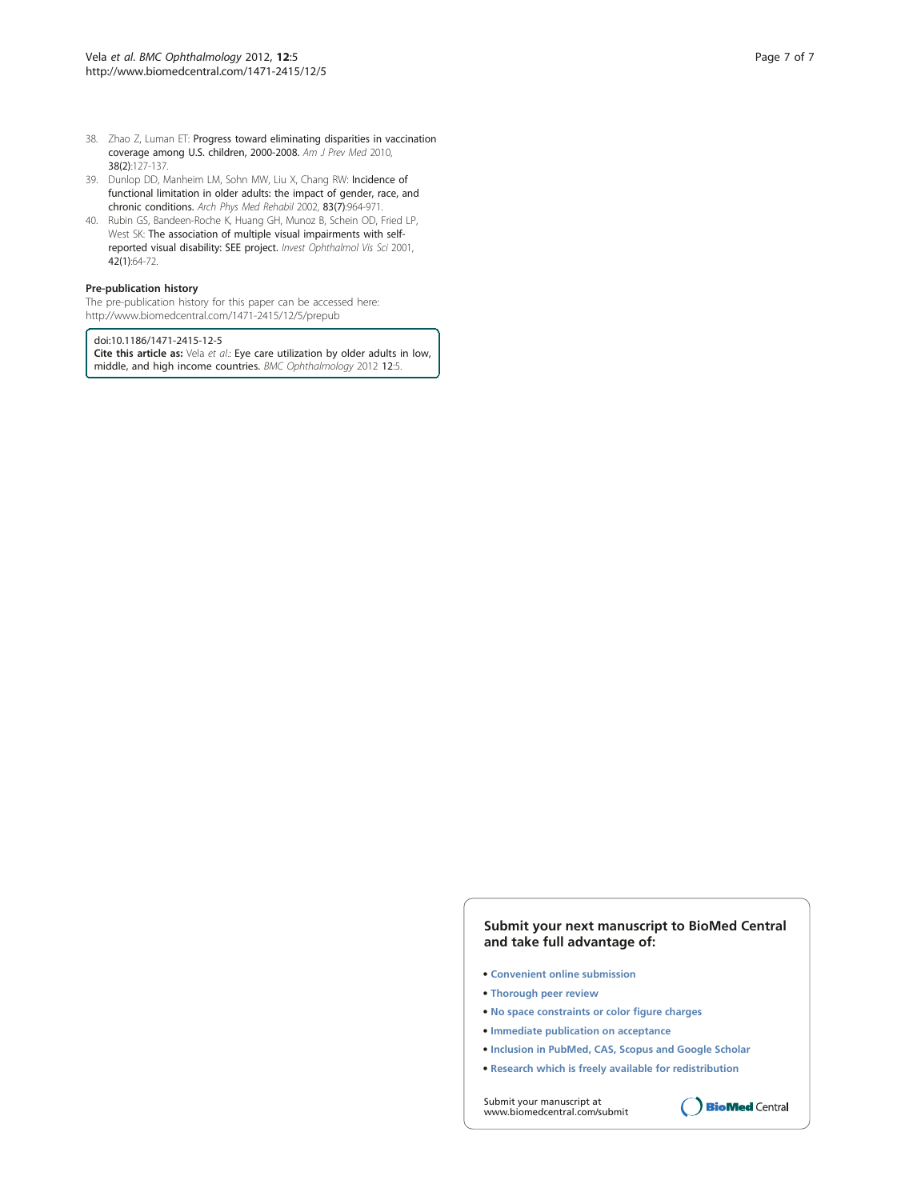38. Zhao Z, Luman ET: **Progress toward eliminating disparities in vaccination coverage among U.S. children, 2000-2008.** *Am J Prev Med* 2010, **38(2)**:127-137.
39. Dunlop DD, Manheim LM, Sohn MW, Liu X, Chang RW: **Incidence of functional limitation in older adults: the impact of gender, race, and chronic conditions.** *Arch Phys Med Rehabil* 2002, **83(7)**:964-971.
40. Rubin GS, Bandeen-Roche K, Huang GH, Munoz B, Schein OD, Fried LP, West SK: **The association of multiple visual impairments with self-reported visual disability: SEE project.** *Invest Ophthalmol Vis Sci* 2001, **42(1)**:64-72.

### Pre-publication history

The pre-publication history for this paper can be accessed here:
http://www.biomedcentral.com/1471-2415/12/5/prepub

doi:10.1186/1471-2415-12-5
**Cite this article as:** Vela *et al.*: Eye care utilization by older adults in low, middle, and high income countries. *BMC Ophthalmology* 2012 **12**:5.

**Submit your next manuscript to BioMed Central and take full advantage of:**

- **Convenient online submission**
- **Thorough peer review**
- **No space constraints or color figure charges**
- **Immediate publication on acceptance**
- **Inclusion in PubMed, CAS, Scopus and Google Scholar**
- **Research which is freely available for redistribution**

Submit your manuscript at
www.biomedcentral.com/submit

BioMed Central